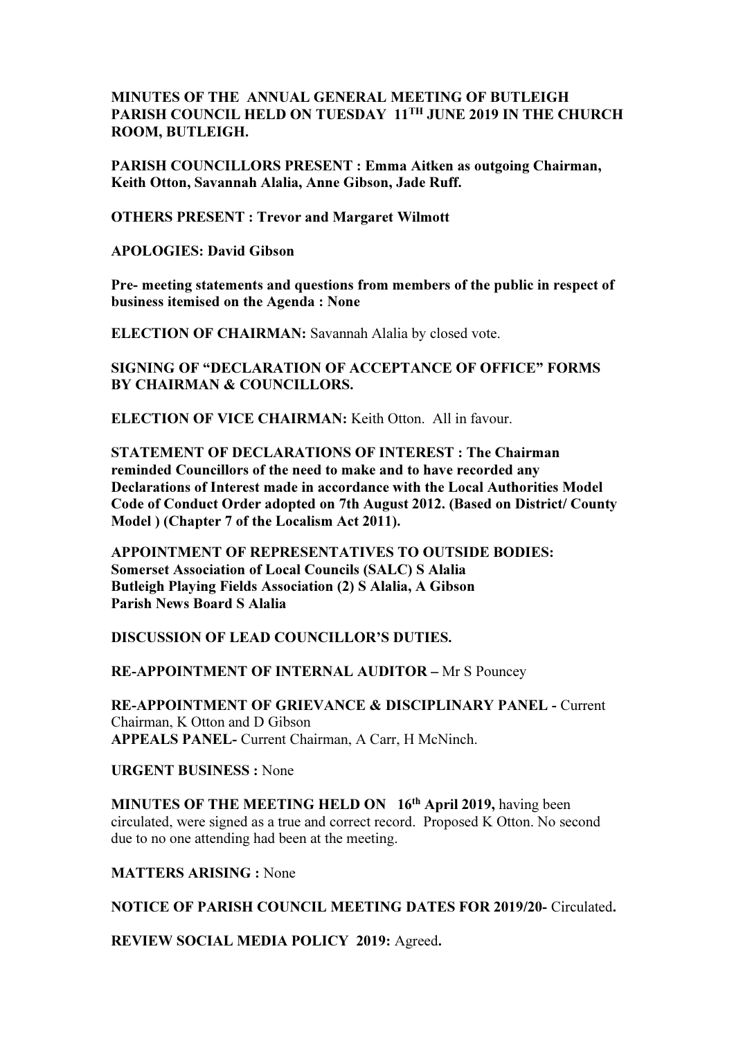**MINUTES OF THE ANNUAL GENERAL MEETING OF BUTLEIGH PARISH COUNCIL HELD ON TUESDAY 11TH JUNE 2019 IN THE CHURCH ROOM, BUTLEIGH.**

**PARISH COUNCILLORS PRESENT : Emma Aitken as outgoing Chairman, Keith Otton, Savannah Alalia, Anne Gibson, Jade Ruff.**

**OTHERS PRESENT : Trevor and Margaret Wilmott**

**APOLOGIES: David Gibson**

**Pre- meeting statements and questions from members of the public in respect of business itemised on the Agenda : None**

**ELECTION OF CHAIRMAN:** Savannah Alalia by closed vote.

**SIGNING OF "DECLARATION OF ACCEPTANCE OF OFFICE" FORMS BY CHAIRMAN & COUNCILLORS.**

**ELECTION OF VICE CHAIRMAN:** Keith Otton. All in favour.

**STATEMENT OF DECLARATIONS OF INTEREST : The Chairman reminded Councillors of the need to make and to have recorded any Declarations of Interest made in accordance with the Local Authorities Model Code of Conduct Order adopted on 7th August 2012. (Based on District/ County Model ) (Chapter 7 of the Localism Act 2011).**

**APPOINTMENT OF REPRESENTATIVES TO OUTSIDE BODIES:**
**Somerset Association of Local Councils (SALC) S Alalia**
**Butleigh Playing Fields Association (2) S Alalia, A Gibson**
**Parish News Board S Alalia**

**DISCUSSION OF LEAD COUNCILLOR'S DUTIES.**

**RE-APPOINTMENT OF INTERNAL AUDITOR –** Mr S Pouncey

**RE-APPOINTMENT OF GRIEVANCE & DISCIPLINARY PANEL -** Current Chairman, K Otton and D Gibson
**APPEALS PANEL-** Current Chairman, A Carr, H McNinch.

**URGENT BUSINESS :** None

**MINUTES OF THE MEETING HELD ON 16th April 2019,** having been circulated, were signed as a true and correct record. Proposed K Otton. No second due to no one attending had been at the meeting.

**MATTERS ARISING :** None

**NOTICE OF PARISH COUNCIL MEETING DATES FOR 2019/20-** Circulated**.**

**REVIEW SOCIAL MEDIA POLICY 2019:** Agreed**.**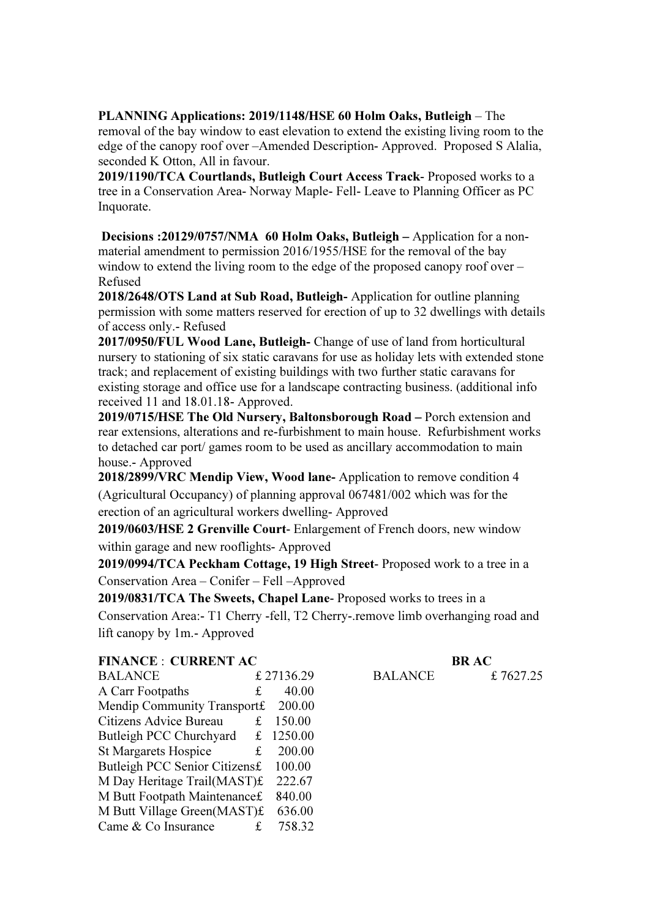**PLANNING Applications: 2019/1148/HSE 60 Holm Oaks, Butleigh** – The removal of the bay window to east elevation to extend the existing living room to the edge of the canopy roof over –Amended Description- Approved. Proposed S Alalia, seconded K Otton, All in favour.

**2019/1190/TCA Courtlands, Butleigh Court Access Track**- Proposed works to a tree in a Conservation Area- Norway Maple- Fell- Leave to Planning Officer as PC Inquorate.

**Decisions :20129/0757/NMA 60 Holm Oaks, Butleigh –** Application for a non-material amendment to permission 2016/1955/HSE for the removal of the bay window to extend the living room to the edge of the proposed canopy roof over – Refused

**2018/2648/OTS Land at Sub Road, Butleigh-** Application for outline planning permission with some matters reserved for erection of up to 32 dwellings with details of access only.- Refused

**2017/0950/FUL Wood Lane, Butleigh-** Change of use of land from horticultural nursery to stationing of six static caravans for use as holiday lets with extended stone track; and replacement of existing buildings with two further static caravans for existing storage and office use for a landscape contracting business. (additional info received 11 and 18.01.18- Approved.

**2019/0715/HSE The Old Nursery, Baltonsborough Road –** Porch extension and rear extensions, alterations and re-furbishment to main house. Refurbishment works to detached car port/ games room to be used as ancillary accommodation to main house.- Approved

**2018/2899/VRC Mendip View, Wood lane-** Application to remove condition 4 (Agricultural Occupancy) of planning approval 067481/002 which was for the erection of an agricultural workers dwelling- Approved

**2019/0603/HSE 2 Grenville Court**- Enlargement of French doors, new window within garage and new rooflights- Approved

**2019/0994/TCA Peckham Cottage, 19 High Street**- Proposed work to a tree in a Conservation Area – Conifer – Fell –Approved

**2019/0831/TCA The Sweets, Chapel Lane**- Proposed works to trees in a Conservation Area:- T1 Cherry -fell, T2 Cherry-.remove limb overhanging road and lift canopy by 1m.- Approved

**FINANCE** : **CURRENT AC** | | **BR AC** | |
|---|---|---|---|
| BALANCE | £ 27136.29 | BALANCE | £ 7627.25 |
| A Carr Footpaths | £ 40.00 | | |
| Mendip Community Transport | £ 200.00 | | |
| Citizens Advice Bureau | £ 150.00 | | |
| Butleigh PCC Churchyard | £ 1250.00 | | |
| St Margarets Hospice | £ 200.00 | | |
| Butleigh PCC Senior Citizens | £ 100.00 | | |
| M Day Heritage Trail(MAST) | £ 222.67 | | |
| M Butt Footpath Maintenance | £ 840.00 | | |
| M Butt Village Green(MAST) | £ 636.00 | | |
| Came & Co Insurance | £ 758.32 | | |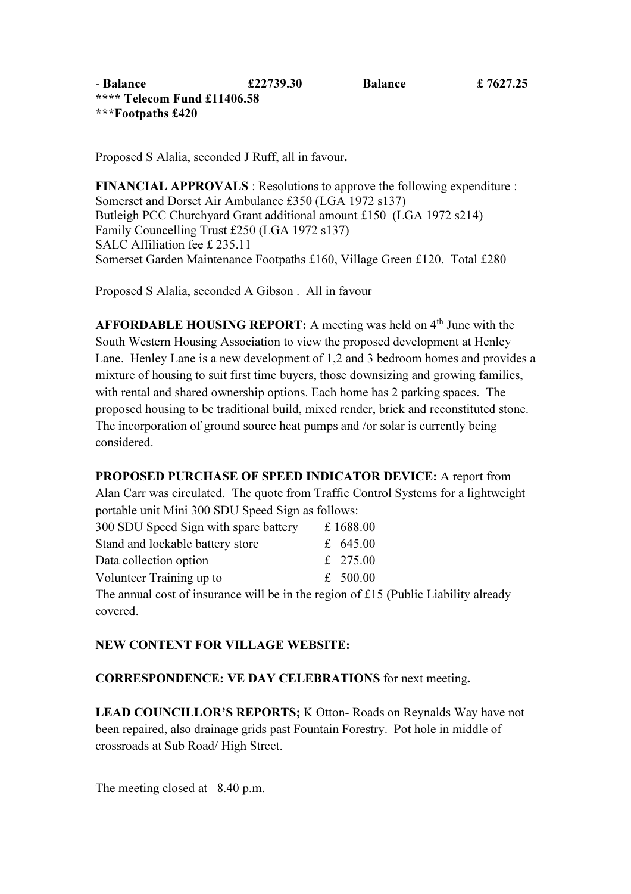**- Balance £22739.30 Balance £ 7627.25**
**\*\*\*\* Telecom Fund £11406.58**
**\*\*\*Footpaths £420**

Proposed S Alalia, seconded J Ruff, all in favour**.**

**FINANCIAL APPROVALS** : Resolutions to approve the following expenditure :
Somerset and Dorset Air Ambulance £350 (LGA 1972 s137)
Butleigh PCC Churchyard Grant additional amount £150 (LGA 1972 s214)
Family Councelling Trust £250 (LGA 1972 s137)
SALC Affiliation fee £ 235.11
Somerset Garden Maintenance Footpaths £160, Village Green £120. Total £280

Proposed S Alalia, seconded A Gibson . All in favour

**AFFORDABLE HOUSING REPORT:** A meeting was held on 4th June with the South Western Housing Association to view the proposed development at Henley Lane. Henley Lane is a new development of 1,2 and 3 bedroom homes and provides a mixture of housing to suit first time buyers, those downsizing and growing families, with rental and shared ownership options. Each home has 2 parking spaces. The proposed housing to be traditional build, mixed render, brick and reconstituted stone. The incorporation of ground source heat pumps and /or solar is currently being considered.

**PROPOSED PURCHASE OF SPEED INDICATOR DEVICE:** A report from Alan Carr was circulated. The quote from Traffic Control Systems for a lightweight portable unit Mini 300 SDU Speed Sign as follows:

| | |
|---|---|
| 300 SDU Speed Sign with spare battery | £ 1688.00 |
| Stand and lockable battery store | £ 645.00 |
| Data collection option | £ 275.00 |
| Volunteer Training up to | £ 500.00 |

The annual cost of insurance will be in the region of £15 (Public Liability already covered.

**NEW CONTENT FOR VILLAGE WEBSITE:**

**CORRESPONDENCE: VE DAY CELEBRATIONS** for next meeting**.**

**LEAD COUNCILLOR'S REPORTS;** K Otton- Roads on Reynalds Way have not been repaired, also drainage grids past Fountain Forestry. Pot hole in middle of crossroads at Sub Road/ High Street.

The meeting closed at 8.40 p.m.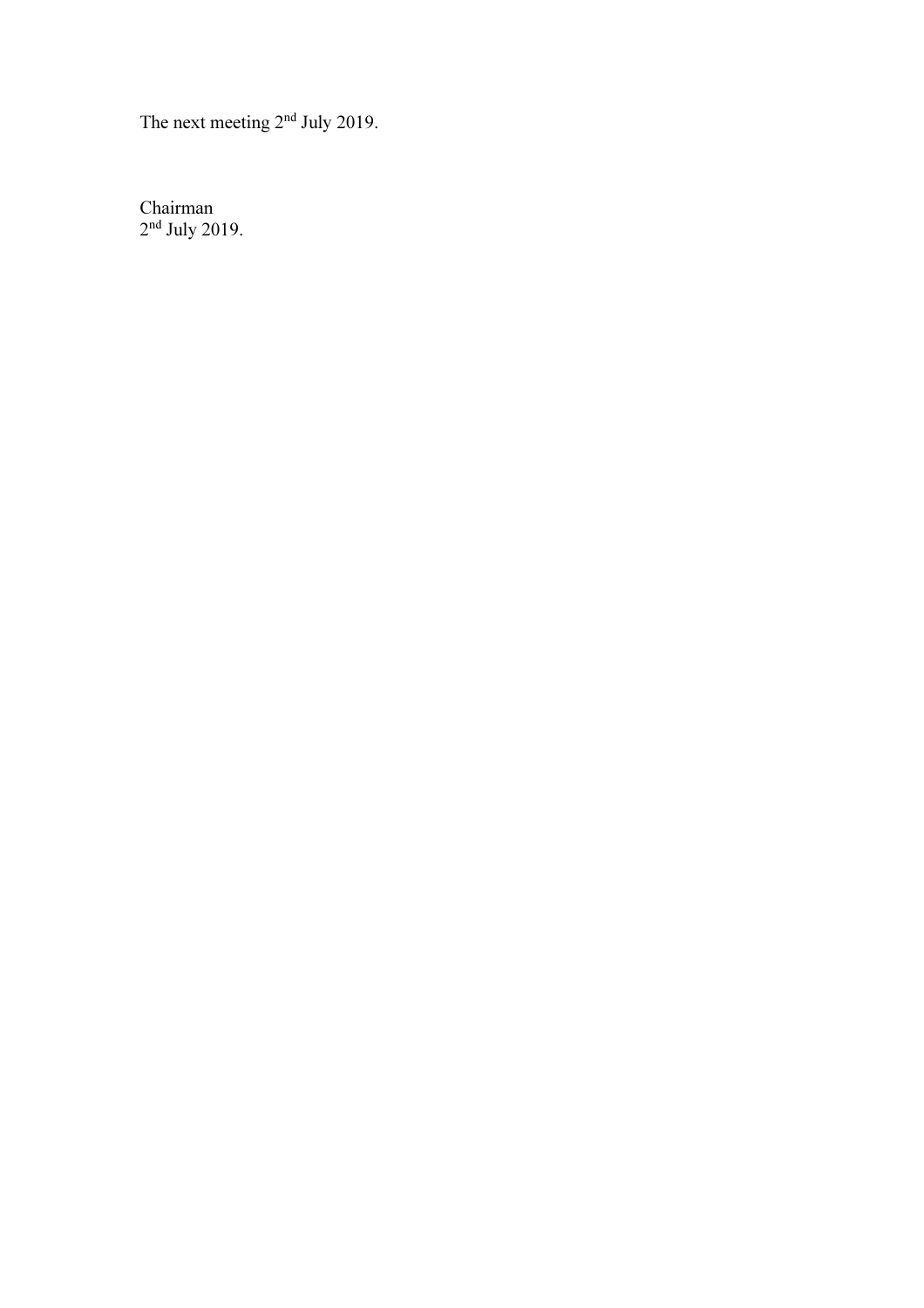The next meeting 2nd July 2019.

Chairman
2nd July 2019.